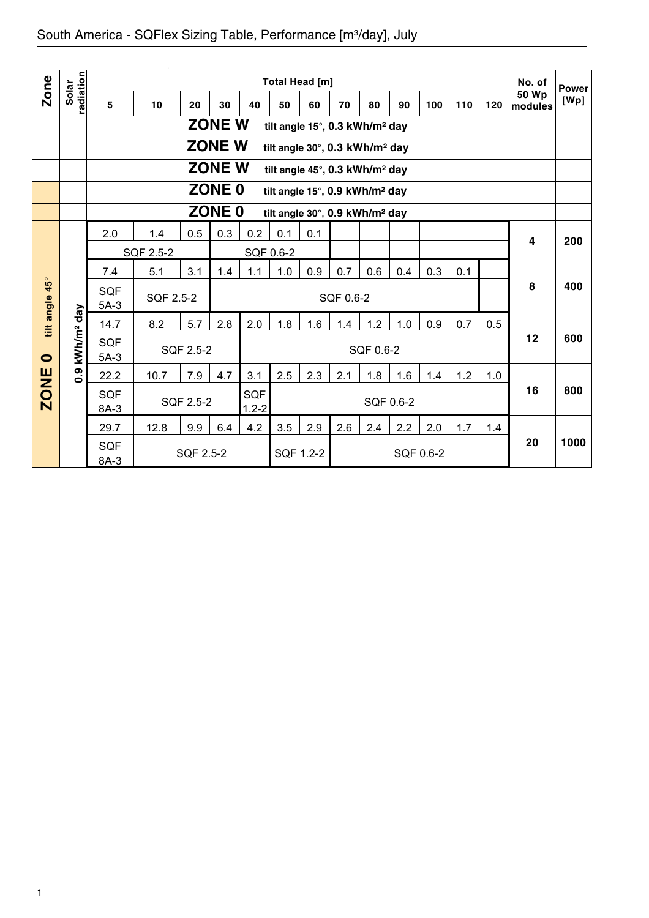# South America - SQFlex Sizing Table, Performance [m³/day], July

| Zone | Solar radiation | Total Head [m] 5 | 10 | 20 | 30 | 40 | 50 | 60 | 70 | 80 | 90 | 100 | 110 | 120 | No. of 50 Wp modules | Power [Wp] |
|---|---|---|---|---|---|---|---|---|---|---|---|---|---|---|---|---|
| | | **ZONE W** tilt angle 15°, 0.3 kWh/m² day | | | | | | | | | | | | | | |
| | | **ZONE W** tilt angle 30°, 0.3 kWh/m² day | | | | | | | | | | | | | | |
| | | **ZONE W** tilt angle 45°, 0.3 kWh/m² day | | | | | | | | | | | | | | |
| | | **ZONE 0** tilt angle 15°, 0.9 kWh/m² day | | | | | | | | | | | | | | |
| | | **ZONE 0** tilt angle 30°, 0.9 kWh/m² day | | | | | | | | | | | | | | |
| **ZONE 0** tilt angle 45° | 0.9 kWh/m² day | 2.0 | 1.4 | 0.5 | 0.3 | 0.2 | 0.1 | 0.1 | | | | | | | 4 | 200 |
| | | SQF 2.5-2 | | | SQF 0.6-2 | | | | | | | | | | | |
| | | 7.4 | 5.1 | 3.1 | 1.4 | 1.1 | 1.0 | 0.9 | 0.7 | 0.6 | 0.4 | 0.3 | 0.1 | | 8 | 400 |
| | | SQF 5A-3 | SQF 2.5-2 | | SQF 0.6-2 | | | | | | | | | | | |
| | | 14.7 | 8.2 | 5.7 | 2.8 | 2.0 | 1.8 | 1.6 | 1.4 | 1.2 | 1.0 | 0.9 | 0.7 | 0.5 | 12 | 600 |
| | | SQF 5A-3 | SQF 2.5-2 | | | SQF 0.6-2 | | | | | | | | | | |
| | | 22.2 | 10.7 | 7.9 | 4.7 | 3.1 | 2.5 | 2.3 | 2.1 | 1.8 | 1.6 | 1.4 | 1.2 | 1.0 | 16 | 800 |
| | | SQF 8A-3 | SQF 2.5-2 | | | SQF 1.2-2 | SQF 0.6-2 | | | | | | | | | |
| | | 29.7 | 12.8 | 9.9 | 6.4 | 4.2 | 3.5 | 2.9 | 2.6 | 2.4 | 2.2 | 2.0 | 1.7 | 1.4 | 20 | 1000 |
| | | SQF 8A-3 | SQF 2.5-2 | | | | SQF 1.2-2 | | SQF 0.6-2 | | | | | | | |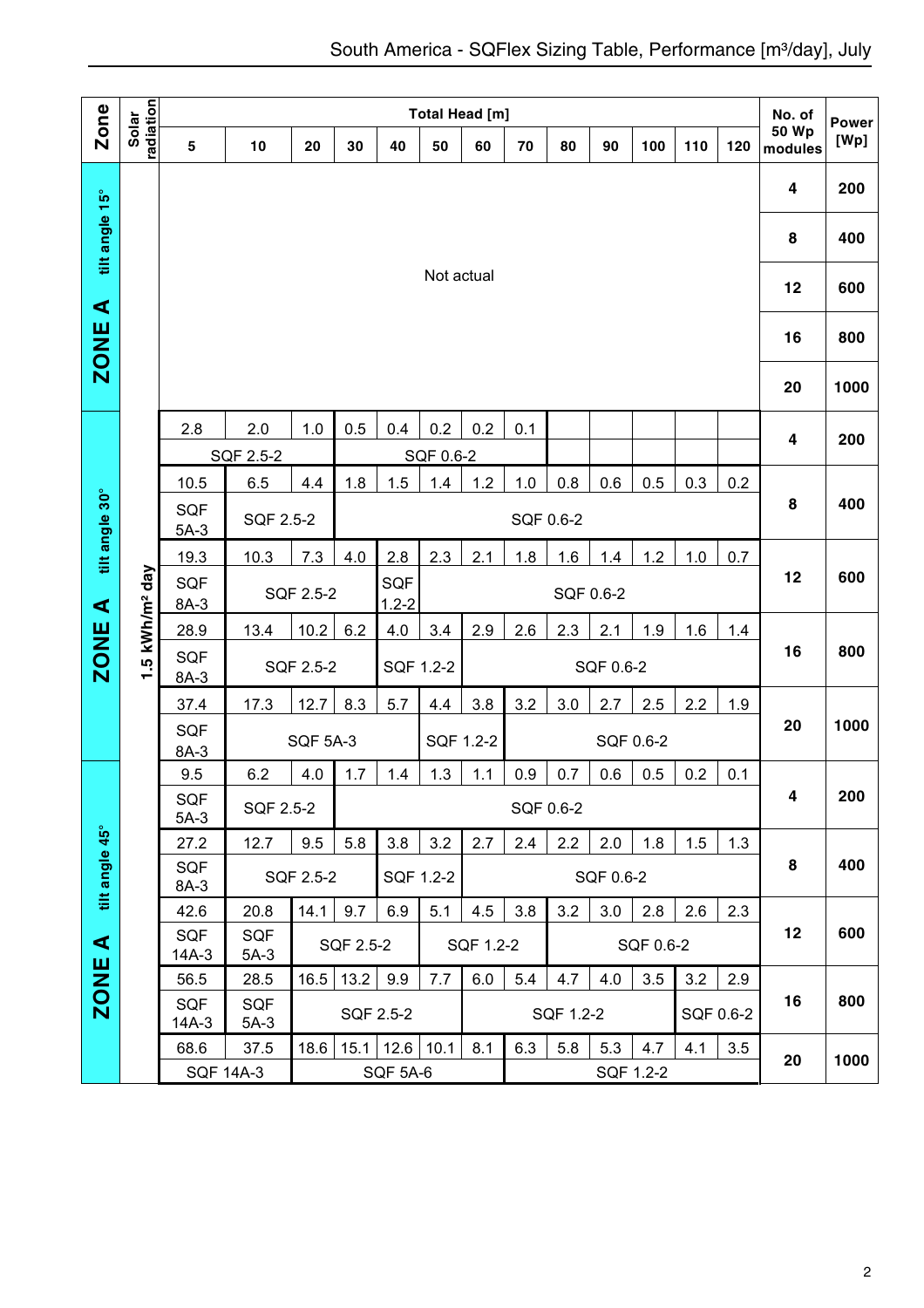# South America - SQFlex Sizing Table, Performance [m³/day], July

| Zone | Solar radiation | Total Head [m] 5 | 10 | 20 | 30 | 40 | 50 | 60 | 70 | 80 | 90 | 100 | 110 | 120 | No. of 50 Wp modules | Power [Wp] |
|---|---|---|---|---|---|---|---|---|---|---|---|---|---|---|---|---|
| ZONE A tilt angle 15° | | Not actual | | | | | | | | | | | | | 4 | 200 |
| | | | | | | | | | | | | | | | 8 | 400 |
| | | | | | | | | | | | | | | | 12 | 600 |
| | | | | | | | | | | | | | | | 16 | 800 |
| | | | | | | | | | | | | | | | 20 | 1000 |
| ZONE A tilt angle 30° | 1.5 kWh/m² day | 2.8 | 2.0 | 1.0 | 0.5 | 0.4 | 0.2 | 0.2 | 0.1 | | | | | | 4 | 200 |
| | | SQF 2.5-2 | | | SQF 0.6-2 | | | | | | | | | | | |
| | | 10.5 | 6.5 | 4.4 | 1.8 | 1.5 | 1.4 | 1.2 | 1.0 | 0.8 | 0.6 | 0.5 | 0.3 | 0.2 | 8 | 400 |
| | | SQF 5A-3 | SQF 2.5-2 | | SQF 0.6-2 | | | | | | | | | | | |
| | | 19.3 | 10.3 | 7.3 | 4.0 | 2.8 | 2.3 | 2.1 | 1.8 | 1.6 | 1.4 | 1.2 | 1.0 | 0.7 | 12 | 600 |
| | | SQF 8A-3 | SQF 2.5-2 | | | SQF 1.2-2 | SQF 0.6-2 | | | | | | | | | |
| | | 28.9 | 13.4 | 10.2 | 6.2 | 4.0 | 3.4 | 2.9 | 2.6 | 2.3 | 2.1 | 1.9 | 1.6 | 1.4 | 16 | 800 |
| | | SQF 8A-3 | SQF 2.5-2 | | | SQF 1.2-2 | | SQF 0.6-2 | | | | | | | | |
| | | 37.4 | 17.3 | 12.7 | 8.3 | 5.7 | 4.4 | 3.8 | 3.2 | 3.0 | 2.7 | 2.5 | 2.2 | 1.9 | 20 | 1000 |
| | | SQF 8A-3 | SQF 5A-3 | | | | SQF 1.2-2 | | SQF 0.6-2 | | | | | | | |
| ZONE A tilt angle 45° | 1.5 kWh/m² day | 9.5 | 6.2 | 4.0 | 1.7 | 1.4 | 1.3 | 1.1 | 0.9 | 0.7 | 0.6 | 0.5 | 0.2 | 0.1 | 4 | 200 |
| | | SQF 5A-3 | SQF 2.5-2 | | SQF 0.6-2 | | | | | | | | | | | |
| | | 27.2 | 12.7 | 9.5 | 5.8 | 3.8 | 3.2 | 2.7 | 2.4 | 2.2 | 2.0 | 1.8 | 1.5 | 1.3 | 8 | 400 |
| | | SQF 8A-3 | SQF 2.5-2 | | | SQF 1.2-2 | | SQF 0.6-2 | | | | | | | | |
| | | 42.6 | 20.8 | 14.1 | 9.7 | 6.9 | 5.1 | 4.5 | 3.8 | 3.2 | 3.0 | 2.8 | 2.6 | 2.3 | 12 | 600 |
| | | SQF 14A-3 | SQF 5A-3 | SQF 2.5-2 | | | SQF 1.2-2 | | | SQF 0.6-2 | | | | | | |
| | | 56.5 | 28.5 | 16.5 | 13.2 | 9.9 | 7.7 | 6.0 | 5.4 | 4.7 | 4.0 | 3.5 | 3.2 | 2.9 | 16 | 800 |
| | | SQF 14A-3 | SQF 5A-3 | SQF 2.5-2 | | | | SQF 1.2-2 | | | | | SQF 0.6-2 | | | |
| | | 68.6 | 37.5 | 18.6 | 15.1 | 12.6 | 10.1 | 8.1 | 6.3 | 5.8 | 5.3 | 4.7 | 4.1 | 3.5 | 20 | 1000 |
| | | SQF 14A-3 | | SQF 5A-6 | | | | | SQF 1.2-2 | | | | | | | |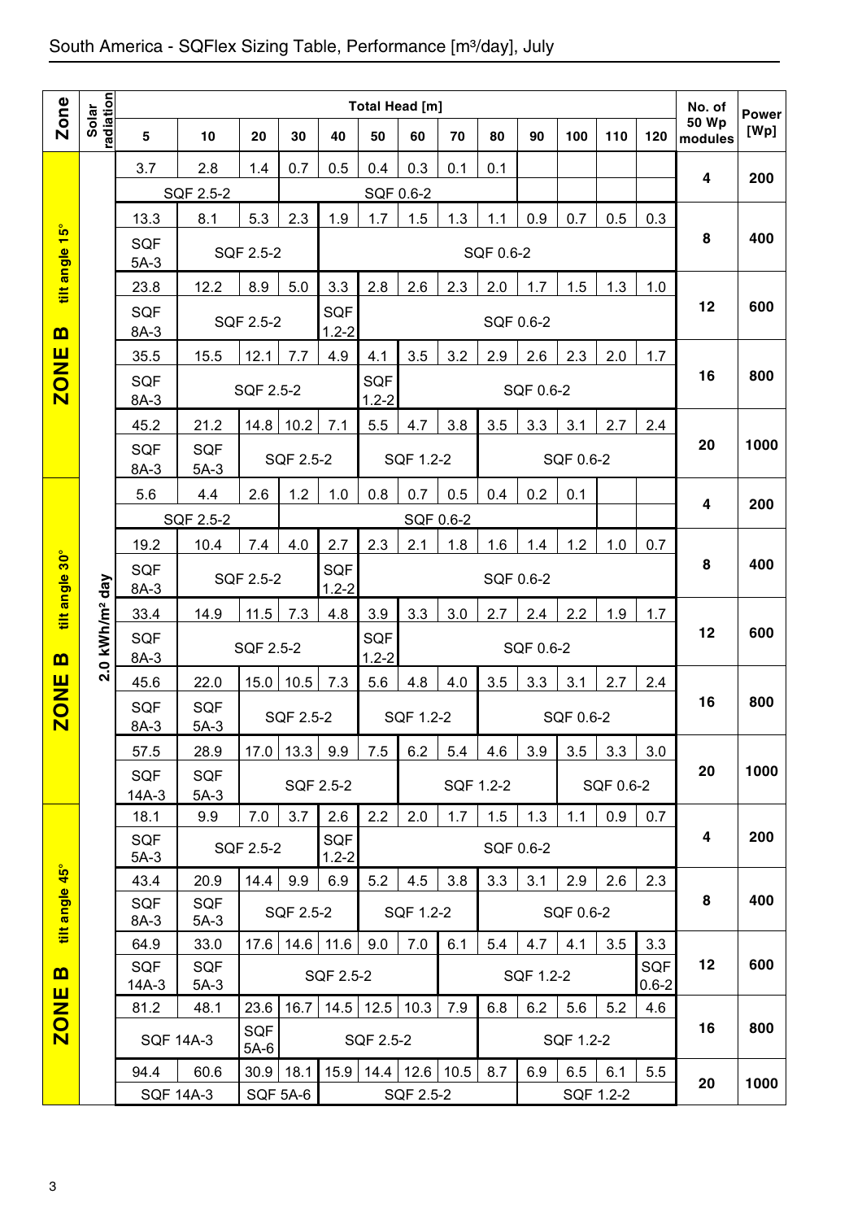# South America - SQFlex Sizing Table, Performance [m³/day], July

| Zone | Solar radiation | 5 | 10 | 20 | 30 | 40 | 50 | 60 | 70 | 80 | 90 | 100 | 110 | 120 | No. of 50 Wp modules | Power [Wp] |
|---|---|---|---|---|---|---|---|---|---|---|---|---|---|---|---|---|
| | | **Total Head [m]** | | | | | | | | | | | | | | |
| ZONE B tilt angle 15° | 2.0 kWh/m² day | 3.7 | 2.8 | 1.4 | 0.7 | 0.5 | 0.4 | 0.3 | 0.1 | 0.1 | | | | | 4 | 200 |
| | | SQF 2.5-2 | | | SQF 0.6-2 | | | | | | | | | | | |
| | | 13.3 | 8.1 | 5.3 | 2.3 | 1.9 | 1.7 | 1.5 | 1.3 | 1.1 | 0.9 | 0.7 | 0.5 | 0.3 | 8 | 400 |
| | | SQF 5A-3 | SQF 2.5-2 | | | SQF 0.6-2 | | | | | | | | | | |
| | | 23.8 | 12.2 | 8.9 | 5.0 | 3.3 | 2.8 | 2.6 | 2.3 | 2.0 | 1.7 | 1.5 | 1.3 | 1.0 | 12 | 600 |
| | | SQF 8A-3 | SQF 2.5-2 | | | SQF 1.2-2 | SQF 0.6-2 | | | | | | | | | |
| | | 35.5 | 15.5 | 12.1 | 7.7 | 4.9 | 4.1 | 3.5 | 3.2 | 2.9 | 2.6 | 2.3 | 2.0 | 1.7 | 16 | 800 |
| | | SQF 8A-3 | SQF 2.5-2 | | | | SQF 1.2-2 | SQF 0.6-2 | | | | | | | | |
| | | 45.2 | 21.2 | 14.8 | 10.2 | 7.1 | 5.5 | 4.7 | 3.8 | 3.5 | 3.3 | 3.1 | 2.7 | 2.4 | 20 | 1000 |
| | | SQF 8A-3 | SQF 5A-3 | SQF 2.5-2 | | | SQF 1.2-2 | | | SQF 0.6-2 | | | | | | |
| ZONE B tilt angle 30° | 2.0 kWh/m² day | 5.6 | 4.4 | 2.6 | 1.2 | 1.0 | 0.8 | 0.7 | 0.5 | 0.4 | 0.2 | 0.1 | | | 4 | 200 |
| | | SQF 2.5-2 | | | SQF 0.6-2 | | | | | | | | | | | |
| | | 19.2 | 10.4 | 7.4 | 4.0 | 2.7 | 2.3 | 2.1 | 1.8 | 1.6 | 1.4 | 1.2 | 1.0 | 0.7 | 8 | 400 |
| | | SQF 8A-3 | SQF 2.5-2 | | | SQF 1.2-2 | SQF 0.6-2 | | | | | | | | | |
| | | 33.4 | 14.9 | 11.5 | 7.3 | 4.8 | 3.9 | 3.3 | 3.0 | 2.7 | 2.4 | 2.2 | 1.9 | 1.7 | 12 | 600 |
| | | SQF 8A-3 | SQF 2.5-2 | | | | SQF 1.2-2 | SQF 0.6-2 | | | | | | | | |
| | | 45.6 | 22.0 | 15.0 | 10.5 | 7.3 | 5.6 | 4.8 | 4.0 | 3.5 | 3.3 | 3.1 | 2.7 | 2.4 | 16 | 800 |
| | | SQF 8A-3 | SQF 5A-3 | SQF 2.5-2 | | | SQF 1.2-2 | | | SQF 0.6-2 | | | | | | |
| | | 57.5 | 28.9 | 17.0 | 13.3 | 9.9 | 7.5 | 6.2 | 5.4 | 4.6 | 3.9 | 3.5 | 3.3 | 3.0 | 20 | 1000 |
| | | SQF 14A-3 | SQF 5A-3 | SQF 2.5-2 | | | | SQF 1.2-2 | | | | SQF 0.6-2 | | | | |
| ZONE B tilt angle 45° | 2.0 kWh/m² day | 18.1 | 9.9 | 7.0 | 3.7 | 2.6 | 2.2 | 2.0 | 1.7 | 1.5 | 1.3 | 1.1 | 0.9 | 0.7 | 4 | 200 |
| | | SQF 5A-3 | SQF 2.5-2 | | | SQF 1.2-2 | SQF 0.6-2 | | | | | | | | | |
| | | 43.4 | 20.9 | 14.4 | 9.9 | 6.9 | 5.2 | 4.5 | 3.8 | 3.3 | 3.1 | 2.9 | 2.6 | 2.3 | 8 | 400 |
| | | SQF 8A-3 | SQF 5A-3 | SQF 2.5-2 | | | SQF 1.2-2 | | | SQF 0.6-2 | | | | | | |
| | | 64.9 | 33.0 | 17.6 | 14.6 | 11.6 | 9.0 | 7.0 | 6.1 | 5.4 | 4.7 | 4.1 | 3.5 | 3.3 | 12 | 600 |
| | | SQF 14A-3 | SQF 5A-3 | SQF 2.5-2 | | | | | SQF 1.2-2 | | | | | SQF 0.6-2 | | |
| | | 81.2 | 48.1 | 23.6 | 16.7 | 14.5 | 12.5 | 10.3 | 7.9 | 6.8 | 6.2 | 5.6 | 5.2 | 4.6 | 16 | 800 |
| | | SQF 14A-3 | | SQF 5A-6 | SQF 2.5-2 | | | | | SQF 1.2-2 | | | | | | |
| | | 94.4 | 60.6 | 30.9 | 18.1 | 15.9 | 14.4 | 12.6 | 10.5 | 8.7 | 6.9 | 6.5 | 6.1 | 5.5 | 20 | 1000 |
| | | SQF 14A-3 | | SQF 5A-6 | | SQF 2.5-2 | | | | | SQF 1.2-2 | | | | | |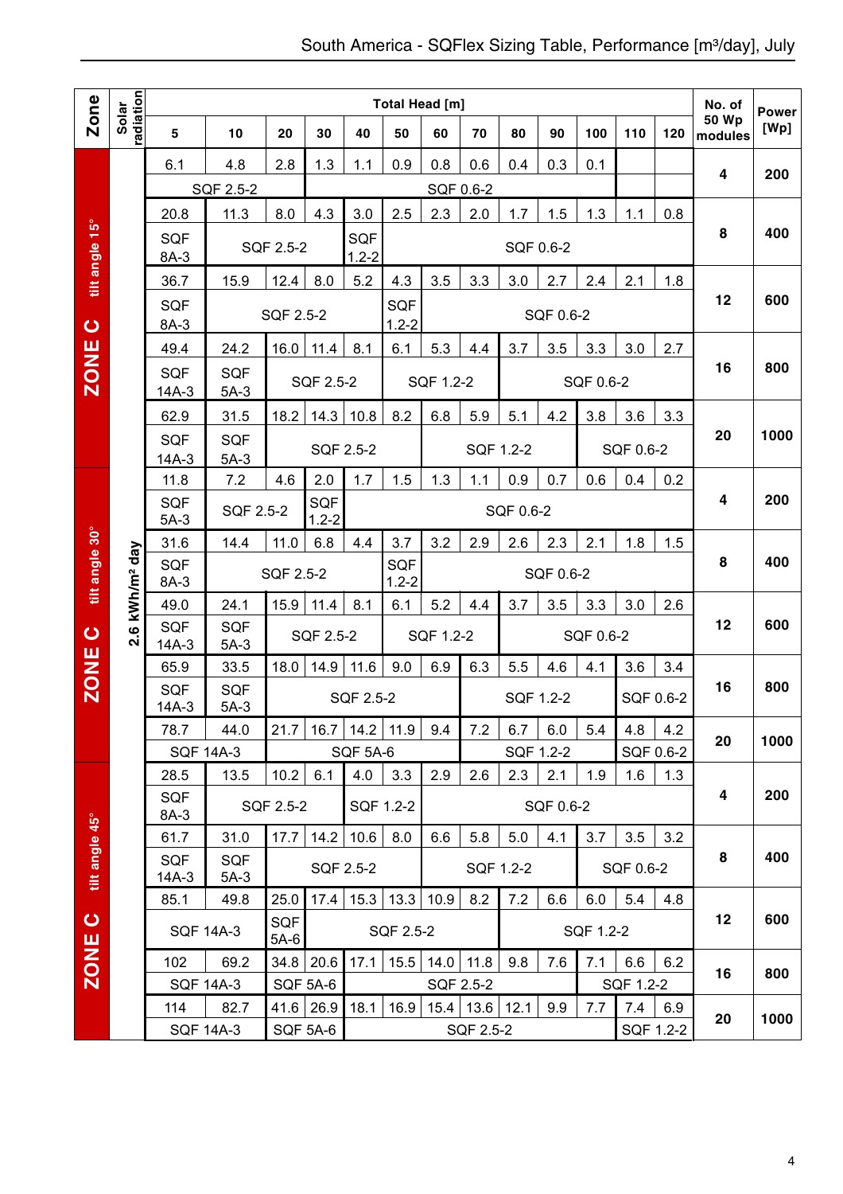## South America - SQFlex Sizing Table, Performance [m³/day], July

| Zone | Solar radiation | 5 | 10 | 20 | 30 | 40 | 50 | 60 | 70 | 80 | 90 | 100 | 110 | 120 | No. of 50 Wp modules | Power [Wp] |
|---|---|---|---|---|---|---|---|---|---|---|---|---|---|---|---|---|
| | | Total Head [m] | | | | | | | | | | | | | | |
| ZONE C tilt angle 15° | 2.6 kWh/m² day | 6.1 | 4.8 | 2.8 | 1.3 | 1.1 | 0.9 | 0.8 | 0.6 | 0.4 | 0.3 | 0.1 | | | 4 | 200 |
| | | SQF 2.5-2 | | | SQF 0.6-2 | | | | | | | | | | | |
| | | 20.8 | 11.3 | 8.0 | 4.3 | 3.0 | 2.5 | 2.3 | 2.0 | 1.7 | 1.5 | 1.3 | 1.1 | 0.8 | 8 | 400 |
| | | SQF 8A-3 | SQF 2.5-2 | | | SQF 1.2-2 | SQF 0.6-2 | | | | | | | | | |
| | | 36.7 | 15.9 | 12.4 | 8.0 | 5.2 | 4.3 | 3.5 | 3.3 | 3.0 | 2.7 | 2.4 | 2.1 | 1.8 | 12 | 600 |
| | | SQF 8A-3 | SQF 2.5-2 | | | | SQF 1.2-2 | SQF 0.6-2 | | | | | | | | |
| | | 49.4 | 24.2 | 16.0 | 11.4 | 8.1 | 6.1 | 5.3 | 4.4 | 3.7 | 3.5 | 3.3 | 3.0 | 2.7 | 16 | 800 |
| | | SQF 14A-3 | SQF 5A-3 | SQF 2.5-2 | | | SQF 1.2-2 | | | SQF 0.6-2 | | | | | | |
| | | 62.9 | 31.5 | 18.2 | 14.3 | 10.8 | 8.2 | 6.8 | 5.9 | 5.1 | 4.2 | 3.8 | 3.6 | 3.3 | 20 | 1000 |
| | | SQF 14A-3 | SQF 5A-3 | SQF 2.5-2 | | | | SQF 1.2-2 | | | | SQF 0.6-2 | | | | |
| ZONE C tilt angle 30° | | 11.8 | 7.2 | 4.6 | 2.0 | 1.7 | 1.5 | 1.3 | 1.1 | 0.9 | 0.7 | 0.6 | 0.4 | 0.2 | 4 | 200 |
| | | SQF 5A-3 | SQF 2.5-2 | | SQF 1.2-2 | SQF 0.6-2 | | | | | | | | | | |
| | | 31.6 | 14.4 | 11.0 | 6.8 | 4.4 | 3.7 | 3.2 | 2.9 | 2.6 | 2.3 | 2.1 | 1.8 | 1.5 | 8 | 400 |
| | | SQF 8A-3 | SQF 2.5-2 | | | | SQF 1.2-2 | SQF 0.6-2 | | | | | | | | |
| | | 49.0 | 24.1 | 15.9 | 11.4 | 8.1 | 6.1 | 5.2 | 4.4 | 3.7 | 3.5 | 3.3 | 3.0 | 2.6 | 12 | 600 |
| | | SQF 14A-3 | SQF 5A-3 | SQF 2.5-2 | | | SQF 1.2-2 | | | SQF 0.6-2 | | | | | | |
| | | 65.9 | 33.5 | 18.0 | 14.9 | 11.6 | 9.0 | 6.9 | 6.3 | 5.5 | 4.6 | 4.1 | 3.6 | 3.4 | 16 | 800 |
| | | SQF 14A-3 | SQF 5A-3 | SQF 2.5-2 | | | | | SQF 1.2-2 | | | | SQF 0.6-2 | | | |
| | | 78.7 | 44.0 | 21.7 | 16.7 | 14.2 | 11.9 | 9.4 | 7.2 | 6.7 | 6.0 | 5.4 | 4.8 | 4.2 | 20 | 1000 |
| | | SQF 14A-3 | | SQF 5A-6 | | | | | SQF 1.2-2 | | | | SQF 0.6-2 | | | |
| ZONE C tilt angle 45° | | 28.5 | 13.5 | 10.2 | 6.1 | 4.0 | 3.3 | 2.9 | 2.6 | 2.3 | 2.1 | 1.9 | 1.6 | 1.3 | 4 | 200 |
| | | SQF 8A-3 | SQF 2.5-2 | | | SQF 1.2-2 | | SQF 0.6-2 | | | | | | | | |
| | | 61.7 | 31.0 | 17.7 | 14.2 | 10.6 | 8.0 | 6.6 | 5.8 | 5.0 | 4.1 | 3.7 | 3.5 | 3.2 | 8 | 400 |
| | | SQF 14A-3 | SQF 5A-3 | SQF 2.5-2 | | | | SQF 1.2-2 | | | | SQF 0.6-2 | | | | |
| | | 85.1 | 49.8 | 25.0 | 17.4 | 15.3 | 13.3 | 10.9 | 8.2 | 7.2 | 6.6 | 6.0 | 5.4 | 4.8 | 12 | 600 |
| | | SQF 14A-3 | | SQF 5A-6 | SQF 2.5-2 | | | | | SQF 1.2-2 | | | | | | |
| | | 102 | 69.2 | 34.8 | 20.6 | 17.1 | 15.5 | 14.0 | 11.8 | 9.8 | 7.6 | 7.1 | 6.6 | 6.2 | 16 | 800 |
| | | SQF 14A-3 | | SQF 5A-6 | | SQF 2.5-2 | | | | | | SQF 1.2-2 | | | | |
| | | 114 | 82.7 | 41.6 | 26.9 | 18.1 | 16.9 | 15.4 | 13.6 | 12.1 | 9.9 | 7.7 | 7.4 | 6.9 | 20 | 1000 |
| | | SQF 14A-3 | | SQF 5A-6 | | SQF 2.5-2 | | | | | | | SQF 1.2-2 | | | |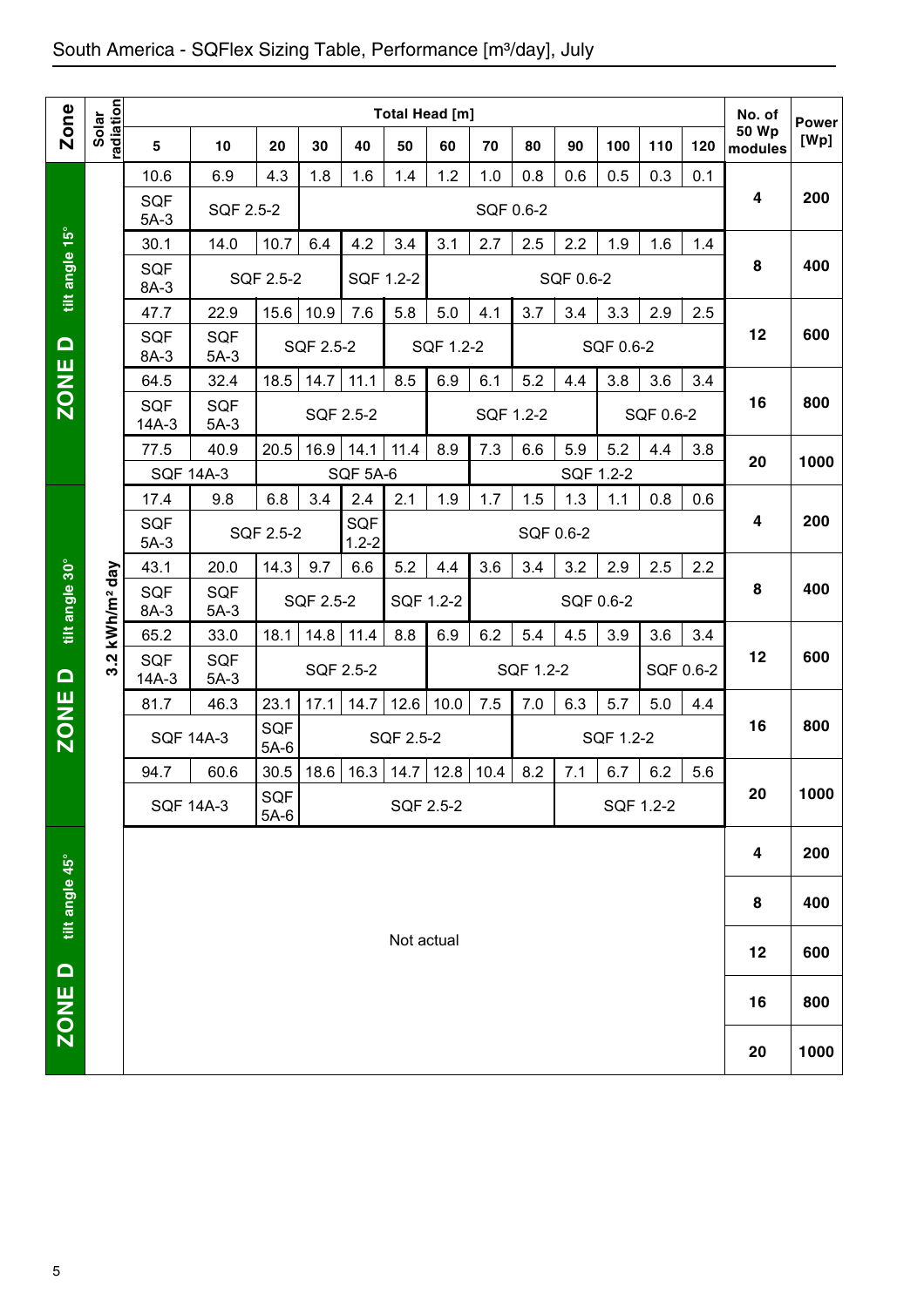# South America - SQFlex Sizing Table, Performance [m³/day], July

| Zone | Solar radiation | 5 | 10 | 20 | 30 | 40 | 50 | 60 | 70 | 80 | 90 | 100 | 110 | 120 | No. of 50 Wp modules | Power [Wp] |
|---|---|---|---|---|---|---|---|---|---|---|---|---|---|---|---|---|
| | | **Total Head [m]** | | | | | | | | | | | | | | |
| ZONE D tilt angle 15° | 3.2 kWh/m² day | 10.6 | 6.9 | 4.3 | 1.8 | 1.6 | 1.4 | 1.2 | 1.0 | 0.8 | 0.6 | 0.5 | 0.3 | 0.1 | 4 | 200 |
| | | SQF 5A-3 | SQF 2.5-2 | SQF 0.6-2 | | | | | | | | | | | | |
| | | 30.1 | 14.0 | 10.7 | 6.4 | 4.2 | 3.4 | 3.1 | 2.7 | 2.5 | 2.2 | 1.9 | 1.6 | 1.4 | 8 | 400 |
| | | SQF 8A-3 | SQF 2.5-2 | | | SQF 1.2-2 | | SQF 0.6-2 | | | | | | | | |
| | | 47.7 | 22.9 | 15.6 | 10.9 | 7.6 | 5.8 | 5.0 | 4.1 | 3.7 | 3.4 | 3.3 | 2.9 | 2.5 | 12 | 600 |
| | | SQF 8A-3 | SQF 5A-3 | SQF 2.5-2 | | | SQF 1.2-2 | | | SQF 0.6-2 | | | | | | |
| | | 64.5 | 32.4 | 18.5 | 14.7 | 11.1 | 8.5 | 6.9 | 6.1 | 5.2 | 4.4 | 3.8 | 3.6 | 3.4 | 16 | 800 |
| | | SQF 14A-3 | SQF 5A-3 | SQF 2.5-2 | | | | SQF 1.2-2 | | | | SQF 0.6-2 | | | | |
| | | 77.5 | 40.9 | 20.5 | 16.9 | 14.1 | 11.4 | 8.9 | 7.3 | 6.6 | 5.9 | 5.2 | 4.4 | 3.8 | 20 | 1000 |
| | | SQF 14A-3 | | SQF 5A-6 | | | | | SQF 1.2-2 | | | | | | | |
| ZONE D tilt angle 30° | 3.2 kWh/m² day | 17.4 | 9.8 | 6.8 | 3.4 | 2.4 | 2.1 | 1.9 | 1.7 | 1.5 | 1.3 | 1.1 | 0.8 | 0.6 | 4 | 200 |
| | | SQF 5A-3 | SQF 2.5-2 | | | SQF 1.2-2 | SQF 0.6-2 | | | | | | | | | |
| | | 43.1 | 20.0 | 14.3 | 9.7 | 6.6 | 5.2 | 4.4 | 3.6 | 3.4 | 3.2 | 2.9 | 2.5 | 2.2 | 8 | 400 |
| | | SQF 8A-3 | SQF 5A-3 | SQF 2.5-2 | | | SQF 1.2-2 | | SQF 0.6-2 | | | | | | | |
| | | 65.2 | 33.0 | 18.1 | 14.8 | 11.4 | 8.8 | 6.9 | 6.2 | 5.4 | 4.5 | 3.9 | 3.6 | 3.4 | 12 | 600 |
| | | SQF 14A-3 | SQF 5A-3 | SQF 2.5-2 | | | | SQF 1.2-2 | | | | | SQF 0.6-2 | | | |
| | | 81.7 | 46.3 | 23.1 | 17.1 | 14.7 | 12.6 | 10.0 | 7.5 | 7.0 | 6.3 | 5.7 | 5.0 | 4.4 | 16 | 800 |
| | | SQF 14A-3 | | SQF 5A-6 | SQF 2.5-2 | | | | | SQF 1.2-2 | | | | | | |
| | | 94.7 | 60.6 | 30.5 | 18.6 | 16.3 | 14.7 | 12.8 | 10.4 | 8.2 | 7.1 | 6.7 | 6.2 | 5.6 | 20 | 1000 |
| | | SQF 14A-3 | | SQF 5A-6 | SQF 2.5-2 | | | | | | SQF 1.2-2 | | | | | |
| ZONE D tilt angle 45° | | Not actual | | | | | | | | | | | | | 4 | 200 |
| | | | | | | | | | | | | | | | 8 | 400 |
| | | | | | | | | | | | | | | | 12 | 600 |
| | | | | | | | | | | | | | | | 16 | 800 |
| | | | | | | | | | | | | | | | 20 | 1000 |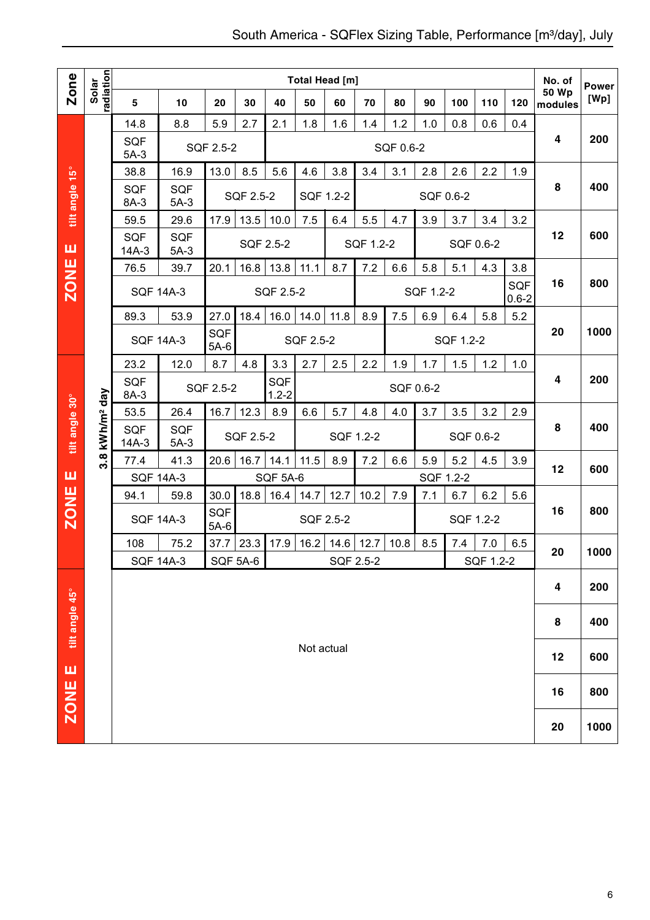# South America - SQFlex Sizing Table, Performance [m³/day], July

| Zone | Solar radiation | 5 | 10 | 20 | 30 | 40 | 50 | 60 | 70 | 80 | 90 | 100 | 110 | 120 | No. of 50 Wp modules | Power [Wp] |
|---|---|---|---|---|---|---|---|---|---|---|---|---|---|---|---|---|
| | | **Total Head [m]** | | | | | | | | | | | | | | |
| ZONE E tilt angle 15° | 3.8 kWh/m² day | 14.8 | 8.8 | 5.9 | 2.7 | 2.1 | 1.8 | 1.6 | 1.4 | 1.2 | 1.0 | 0.8 | 0.6 | 0.4 | 4 | 200 |
| | | SQF 5A-3 | SQF 2.5-2 | | | SQF 0.6-2 | | | | | | | | | | |
| | | 38.8 | 16.9 | 13.0 | 8.5 | 5.6 | 4.6 | 3.8 | 3.4 | 3.1 | 2.8 | 2.6 | 2.2 | 1.9 | 8 | 400 |
| | | SQF 8A-3 | SQF 5A-3 | SQF 2.5-2 | | | SQF 1.2-2 | | SQF 0.6-2 | | | | | | | |
| | | 59.5 | 29.6 | 17.9 | 13.5 | 10.0 | 7.5 | 6.4 | 5.5 | 4.7 | 3.9 | 3.7 | 3.4 | 3.2 | 12 | 600 |
| | | SQF 14A-3 | SQF 5A-3 | SQF 2.5-2 | | | | SQF 1.2-2 | | | SQF 0.6-2 | | | | | |
| | | 76.5 | 39.7 | 20.1 | 16.8 | 13.8 | 11.1 | 8.7 | 7.2 | 6.6 | 5.8 | 5.1 | 4.3 | 3.8 | 16 | 800 |
| | | SQF 14A-3 | | SQF 2.5-2 | | | | | SQF 1.2-2 | | | | | SQF 0.6-2 | | |
| | | 89.3 | 53.9 | 27.0 | 18.4 | 16.0 | 14.0 | 11.8 | 8.9 | 7.5 | 6.9 | 6.4 | 5.8 | 5.2 | 20 | 1000 |
| | | SQF 14A-3 | | SQF 5A-6 | SQF 2.5-2 | | | | | SQF 1.2-2 | | | | | | |
| ZONE E tilt angle 30° | 3.8 kWh/m² day | 23.2 | 12.0 | 8.7 | 4.8 | 3.3 | 2.7 | 2.5 | 2.2 | 1.9 | 1.7 | 1.5 | 1.2 | 1.0 | 4 | 200 |
| | | SQF 8A-3 | SQF 2.5-2 | | | SQF 1.2-2 | SQF 0.6-2 | | | | | | | | | |
| | | 53.5 | 26.4 | 16.7 | 12.3 | 8.9 | 6.6 | 5.7 | 4.8 | 4.0 | 3.7 | 3.5 | 3.2 | 2.9 | 8 | 400 |
| | | SQF 14A-3 | SQF 5A-3 | SQF 2.5-2 | | | SQF 1.2-2 | | | | SQF 0.6-2 | | | | | |
| | | 77.4 | 41.3 | 20.6 | 16.7 | 14.1 | 11.5 | 8.9 | 7.2 | 6.6 | 5.9 | 5.2 | 4.5 | 3.9 | 12 | 600 |
| | | SQF 14A-3 | | SQF 5A-6 | | | | | SQF 1.2-2 | | | | | | | |
| | | 94.1 | 59.8 | 30.0 | 18.8 | 16.4 | 14.7 | 12.7 | 10.2 | 7.9 | 7.1 | 6.7 | 6.2 | 5.6 | 16 | 800 |
| | | SQF 14A-3 | | SQF 5A-6 | SQF 2.5-2 | | | | | | SQF 1.2-2 | | | | | |
| | | 108 | 75.2 | 37.7 | 23.3 | 17.9 | 16.2 | 14.6 | 12.7 | 10.8 | 8.5 | 7.4 | 7.0 | 6.5 | 20 | 1000 |
| | | SQF 14A-3 | | SQF 5A-6 | | SQF 2.5-2 | | | | | | SQF 1.2-2 | | | | |
| ZONE E tilt angle 45° | | Not actual | | | | | | | | | | | | | 4 | 200 |
| | | | | | | | | | | | | | | | 8 | 400 |
| | | | | | | | | | | | | | | | 12 | 600 |
| | | | | | | | | | | | | | | | 16 | 800 |
| | | | | | | | | | | | | | | | 20 | 1000 |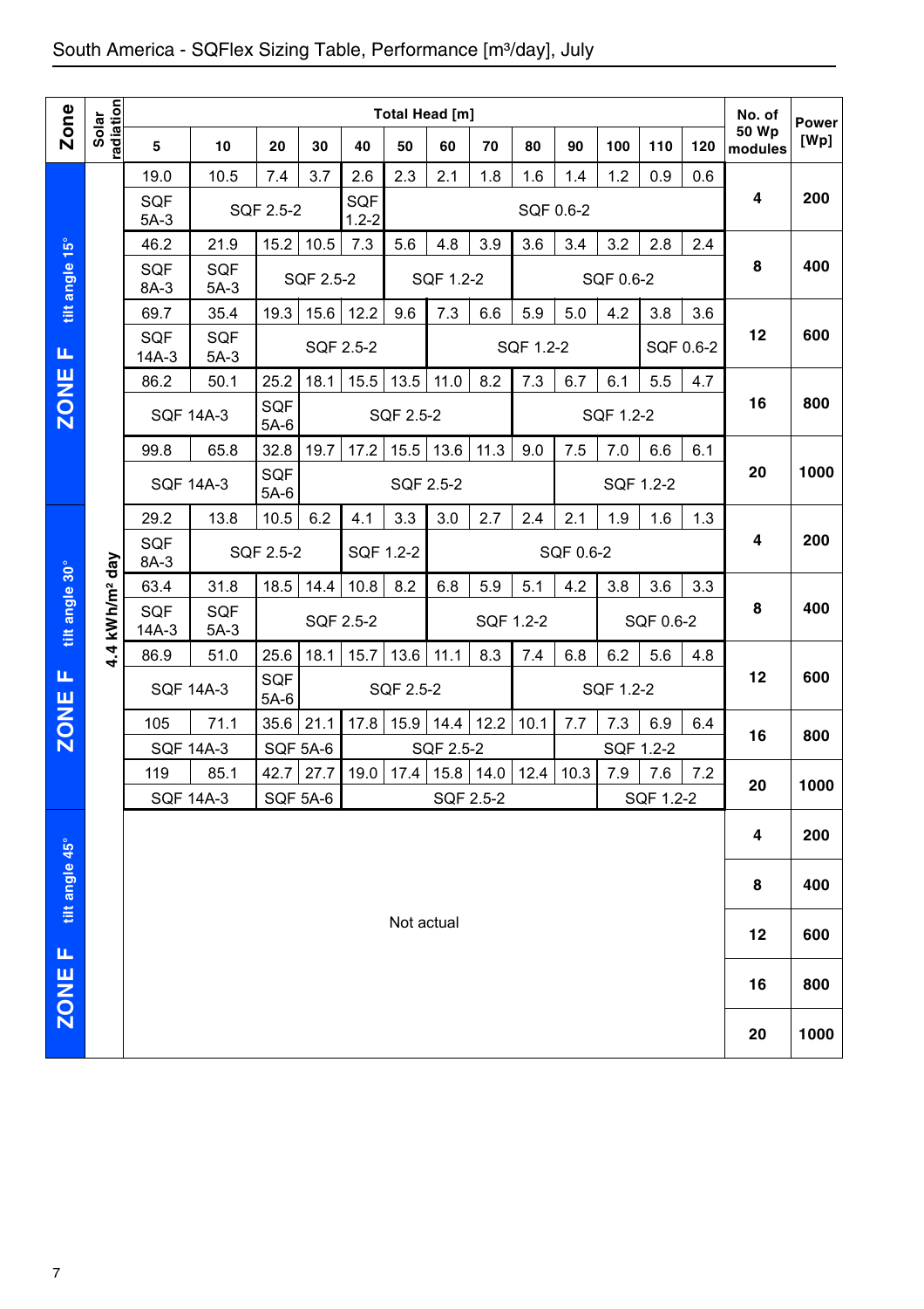# South America - SQFlex Sizing Table, Performance [m³/day], July

| Zone | Solar radiation | 5 | 10 | 20 | 30 | 40 | 50 | 60 | 70 | 80 | 90 | 100 | 110 | 120 | No. of 50 Wp modules | Power [Wp] |
|---|---|---|---|---|---|---|---|---|---|---|---|---|---|---|---|---|
| | | **Total Head [m]** | | | | | | | | | | | | | | |
| ZONE F tilt angle 15° | 4.4 kWh/m² day | 19.0 | 10.5 | 7.4 | 3.7 | 2.6 | 2.3 | 2.1 | 1.8 | 1.6 | 1.4 | 1.2 | 0.9 | 0.6 | 4 | 200 |
| | | SQF 5A-3 | SQF 2.5-2 | | | SQF 1.2-2 | SQF 0.6-2 | | | | | | | | | |
| | | 46.2 | 21.9 | 15.2 | 10.5 | 7.3 | 5.6 | 4.8 | 3.9 | 3.6 | 3.4 | 3.2 | 2.8 | 2.4 | 8 | 400 |
| | | SQF 8A-3 | SQF 5A-3 | SQF 2.5-2 | | | SQF 1.2-2 | | | SQF 0.6-2 | | | | | | |
| | | 69.7 | 35.4 | 19.3 | 15.6 | 12.2 | 9.6 | 7.3 | 6.6 | 5.9 | 5.0 | 4.2 | 3.8 | 3.6 | 12 | 600 |
| | | SQF 14A-3 | SQF 5A-3 | SQF 2.5-2 | | | | SQF 1.2-2 | | | | | SQF 0.6-2 | | | |
| | | 86.2 | 50.1 | 25.2 | 18.1 | 15.5 | 13.5 | 11.0 | 8.2 | 7.3 | 6.7 | 6.1 | 5.5 | 4.7 | 16 | 800 |
| | | SQF 14A-3 | | SQF 5A-6 | SQF 2.5-2 | | | | | SQF 1.2-2 | | | | | | |
| | | 99.8 | 65.8 | 32.8 | 19.7 | 17.2 | 15.5 | 13.6 | 11.3 | 9.0 | 7.5 | 7.0 | 6.6 | 6.1 | 20 | 1000 |
| | | SQF 14A-3 | | SQF 5A-6 | SQF 2.5-2 | | | | | | SQF 1.2-2 | | | | | |
| ZONE F tilt angle 30° | | 29.2 | 13.8 | 10.5 | 6.2 | 4.1 | 3.3 | 3.0 | 2.7 | 2.4 | 2.1 | 1.9 | 1.6 | 1.3 | 4 | 200 |
| | | SQF 8A-3 | SQF 2.5-2 | | | SQF 1.2-2 | | SQF 0.6-2 | | | | | | | | |
| | | 63.4 | 31.8 | 18.5 | 14.4 | 10.8 | 8.2 | 6.8 | 5.9 | 5.1 | 4.2 | 3.8 | 3.6 | 3.3 | 8 | 400 |
| | | SQF 14A-3 | SQF 5A-3 | SQF 2.5-2 | | | | SQF 1.2-2 | | | | SQF 0.6-2 | | | | |
| | | 86.9 | 51.0 | 25.6 | 18.1 | 15.7 | 13.6 | 11.1 | 8.3 | 7.4 | 6.8 | 6.2 | 5.6 | 4.8 | 12 | 600 |
| | | SQF 14A-3 | | SQF 5A-6 | SQF 2.5-2 | | | | | SQF 1.2-2 | | | | | | |
| | | 105 | 71.1 | 35.6 | 21.1 | 17.8 | 15.9 | 14.4 | 12.2 | 10.1 | 7.7 | 7.3 | 6.9 | 6.4 | 16 | 800 |
| | | SQF 14A-3 | | SQF 5A-6 | | SQF 2.5-2 | | | | | SQF 1.2-2 | | | | | |
| | | 119 | 85.1 | 42.7 | 27.7 | 19.0 | 17.4 | 15.8 | 14.0 | 12.4 | 10.3 | 7.9 | 7.6 | 7.2 | 20 | 1000 |
| | | SQF 14A-3 | | SQF 5A-6 | | SQF 2.5-2 | | | | | | SQF 1.2-2 | | | | |
| ZONE F tilt angle 45° | | Not actual | | | | | | | | | | | | | 4 | 200 |
| | | | | | | | | | | | | | | | 8 | 400 |
| | | | | | | | | | | | | | | | 12 | 600 |
| | | | | | | | | | | | | | | | 16 | 800 |
| | | | | | | | | | | | | | | | 20 | 1000 |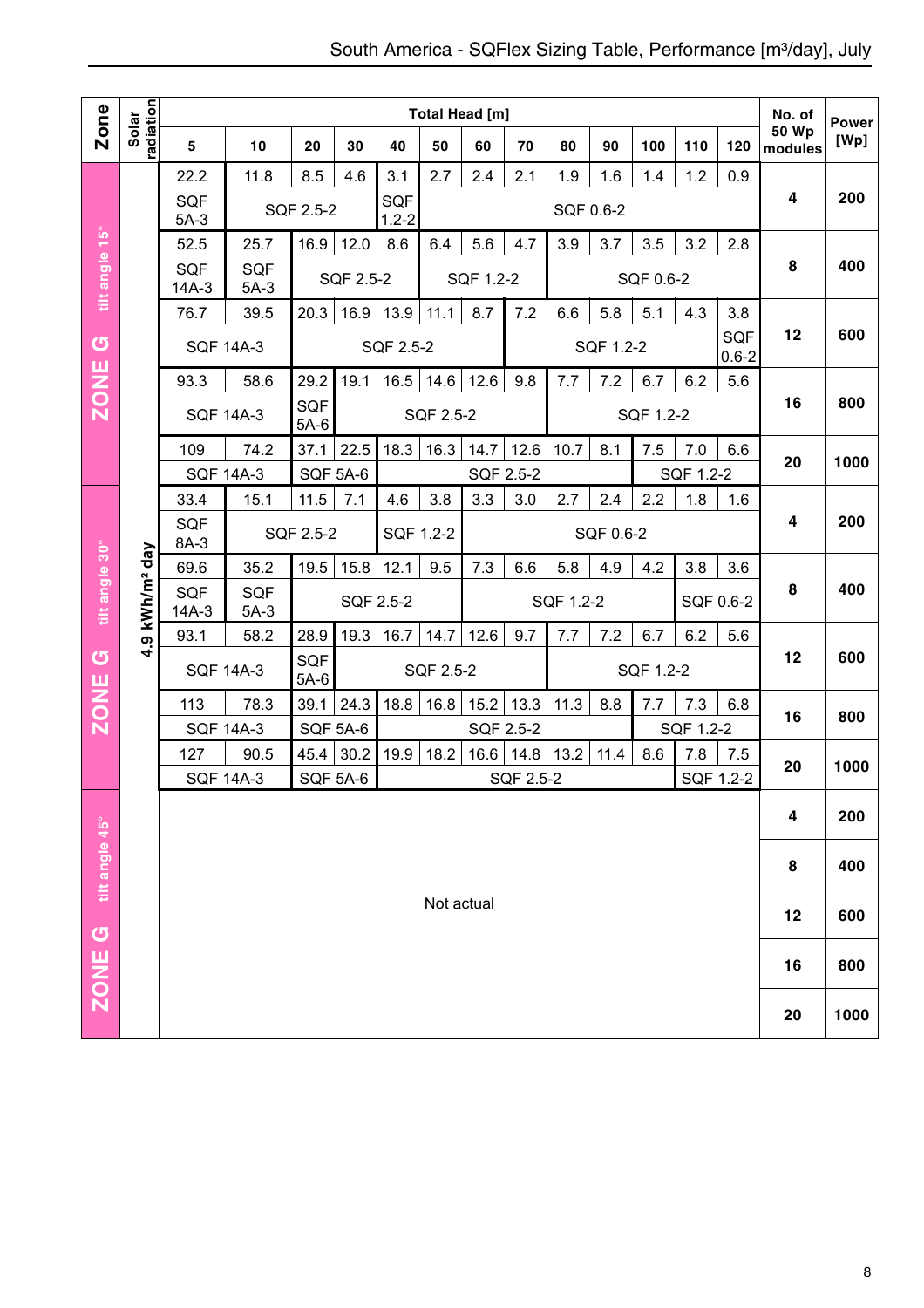# South America - SQFlex Sizing Table, Performance [m³/day], July

| Zone | Solar radiation | 5 | 10 | 20 | 30 | 40 | 50 | 60 | 70 | 80 | 90 | 100 | 110 | 120 | No. of 50 Wp modules | Power [Wp] |
|---|---|---|---|---|---|---|---|---|---|---|---|---|---|---|---|---|
| | | **Total Head [m]** | | | | | | | | | | | | | | |
| ZONE G tilt angle 15° | 4.9 kWh/m² day | 22.2 | 11.8 | 8.5 | 4.6 | 3.1 | 2.7 | 2.4 | 2.1 | 1.9 | 1.6 | 1.4 | 1.2 | 0.9 | 4 | 200 |
| | | SQF 5A-3 | SQF 2.5-2 | | | SQF 1.2-2 | SQF 0.6-2 | | | | | | | | | |
| | | 52.5 | 25.7 | 16.9 | 12.0 | 8.6 | 6.4 | 5.6 | 4.7 | 3.9 | 3.7 | 3.5 | 3.2 | 2.8 | 8 | 400 |
| | | SQF 14A-3 | SQF 5A-3 | SQF 2.5-2 | | | SQF 1.2-2 | | | SQF 0.6-2 | | | | | | |
| | | 76.7 | 39.5 | 20.3 | 16.9 | 13.9 | 11.1 | 8.7 | 7.2 | 6.6 | 5.8 | 5.1 | 4.3 | 3.8 | 12 | 600 |
| | | SQF 14A-3 | | SQF 2.5-2 | | | | | SQF 1.2-2 | | | | | SQF 0.6-2 | | |
| | | 93.3 | 58.6 | 29.2 | 19.1 | 16.5 | 14.6 | 12.6 | 9.8 | 7.7 | 7.2 | 6.7 | 6.2 | 5.6 | 16 | 800 |
| | | SQF 14A-3 | | SQF 5A-6 | SQF 2.5-2 | | | | | SQF 1.2-2 | | | | | | |
| | | 109 | 74.2 | 37.1 | 22.5 | 18.3 | 16.3 | 14.7 | 12.6 | 10.7 | 8.1 | 7.5 | 7.0 | 6.6 | 20 | 1000 |
| | | SQF 14A-3 | | SQF 5A-6 | | SQF 2.5-2 | | | | | | SQF 1.2-2 | | | | |
| ZONE G tilt angle 30° | 4.9 kWh/m² day | 33.4 | 15.1 | 11.5 | 7.1 | 4.6 | 3.8 | 3.3 | 3.0 | 2.7 | 2.4 | 2.2 | 1.8 | 1.6 | 4 | 200 |
| | | SQF 8A-3 | SQF 2.5-2 | | | SQF 1.2-2 | | SQF 0.6-2 | | | | | | | | |
| | | 69.6 | 35.2 | 19.5 | 15.8 | 12.1 | 9.5 | 7.3 | 6.6 | 5.8 | 4.9 | 4.2 | 3.8 | 3.6 | 8 | 400 |
| | | SQF 14A-3 | SQF 5A-3 | SQF 2.5-2 | | | | SQF 1.2-2 | | | | | SQF 0.6-2 | | | |
| | | 93.1 | 58.2 | 28.9 | 19.3 | 16.7 | 14.7 | 12.6 | 9.7 | 7.7 | 7.2 | 6.7 | 6.2 | 5.6 | 12 | 600 |
| | | SQF 14A-3 | | SQF 5A-6 | SQF 2.5-2 | | | | | SQF 1.2-2 | | | | | | |
| | | 113 | 78.3 | 39.1 | 24.3 | 18.8 | 16.8 | 15.2 | 13.3 | 11.3 | 8.8 | 7.7 | 7.3 | 6.8 | 16 | 800 |
| | | SQF 14A-3 | | SQF 5A-6 | | SQF 2.5-2 | | | | | | SQF 1.2-2 | | | | |
| | | 127 | 90.5 | 45.4 | 30.2 | 19.9 | 18.2 | 16.6 | 14.8 | 13.2 | 11.4 | 8.6 | 7.8 | 7.5 | 20 | 1000 |
| | | SQF 14A-3 | | SQF 5A-6 | | SQF 2.5-2 | | | | | | | SQF 1.2-2 | | | |
| ZONE G tilt angle 45° | | Not actual | | | | | | | | | | | | | 4 | 200 |
| | | | | | | | | | | | | | | | 8 | 400 |
| | | | | | | | | | | | | | | | 12 | 600 |
| | | | | | | | | | | | | | | | 16 | 800 |
| | | | | | | | | | | | | | | | 20 | 1000 |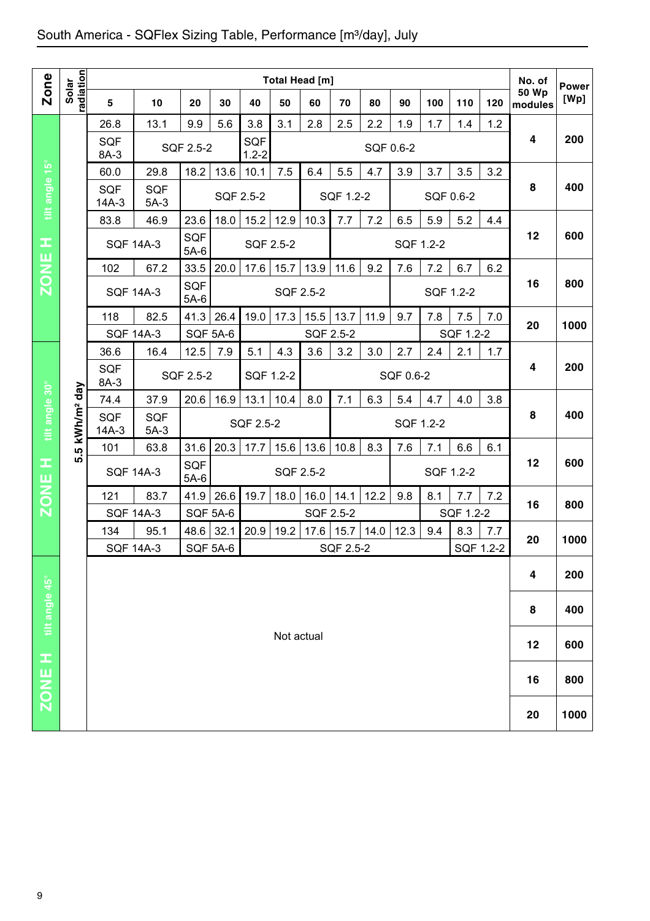## South America - SQFlex Sizing Table, Performance [m³/day], July

| Zone | Solar radiation | 5 | 10 | 20 | 30 | 40 | 50 | 60 | 70 | 80 | 90 | 100 | 110 | 120 | No. of 50 Wp modules | Power [Wp] |
|---|---|---|---|---|---|---|---|---|---|---|---|---|---|---|---|---|
| | | Total Head [m] | | | | | | | | | | | | | | |
| ZONE H tilt angle 15° | 5.5 kWh/m² day | 26.8 | 13.1 | 9.9 | 5.6 | 3.8 | 3.1 | 2.8 | 2.5 | 2.2 | 1.9 | 1.7 | 1.4 | 1.2 | 4 | 200 |
| | | SQF 8A-3 | SQF 2.5-2 | | | SQF 1.2-2 | SQF 0.6-2 | | | | | | | | | |
| | | 60.0 | 29.8 | 18.2 | 13.6 | 10.1 | 7.5 | 6.4 | 5.5 | 4.7 | 3.9 | 3.7 | 3.5 | 3.2 | 8 | 400 |
| | | SQF 14A-3 | SQF 5A-3 | SQF 2.5-2 | | | | SQF 1.2-2 | | | SQF 0.6-2 | | | | | |
| | | 83.8 | 46.9 | 23.6 | 18.0 | 15.2 | 12.9 | 10.3 | 7.7 | 7.2 | 6.5 | 5.9 | 5.2 | 4.4 | 12 | 600 |
| | | SQF 14A-3 | | SQF 5A-6 | SQF 2.5-2 | | | | SQF 1.2-2 | | | | | | | |
| | | 102 | 67.2 | 33.5 | 20.0 | 17.6 | 15.7 | 13.9 | 11.6 | 9.2 | 7.6 | 7.2 | 6.7 | 6.2 | 16 | 800 |
| | | SQF 14A-3 | | SQF 5A-6 | SQF 2.5-2 | | | | | | SQF 1.2-2 | | | | | |
| | | 118 | 82.5 | 41.3 | 26.4 | 19.0 | 17.3 | 15.5 | 13.7 | 11.9 | 9.7 | 7.8 | 7.5 | 7.0 | 20 | 1000 |
| | | SQF 14A-3 | | SQF 5A-6 | | SQF 2.5-2 | | | | | | SQF 1.2-2 | | | | |
| ZONE H tilt angle 30° | 5.5 kWh/m² day | 36.6 | 16.4 | 12.5 | 7.9 | 5.1 | 4.3 | 3.6 | 3.2 | 3.0 | 2.7 | 2.4 | 2.1 | 1.7 | 4 | 200 |
| | | SQF 8A-3 | SQF 2.5-2 | | | SQF 1.2-2 | | SQF 0.6-2 | | | | | | | | |
| | | 74.4 | 37.9 | 20.6 | 16.9 | 13.1 | 10.4 | 8.0 | 7.1 | 6.3 | 5.4 | 4.7 | 4.0 | 3.8 | 8 | 400 |
| | | SQF 14A-3 | SQF 5A-3 | SQF 2.5-2 | | | | | SQF 1.2-2 | | | | | | | |
| | | 101 | 63.8 | 31.6 | 20.3 | 17.7 | 15.6 | 13.6 | 10.8 | 8.3 | 7.6 | 7.1 | 6.6 | 6.1 | 12 | 600 |
| | | SQF 14A-3 | | SQF 5A-6 | SQF 2.5-2 | | | | | | SQF 1.2-2 | | | | | |
| | | 121 | 83.7 | 41.9 | 26.6 | 19.7 | 18.0 | 16.0 | 14.1 | 12.2 | 9.8 | 8.1 | 7.7 | 7.2 | 16 | 800 |
| | | SQF 14A-3 | | SQF 5A-6 | | SQF 2.5-2 | | | | | | SQF 1.2-2 | | | | |
| | | 134 | 95.1 | 48.6 | 32.1 | 20.9 | 19.2 | 17.6 | 15.7 | 14.0 | 12.3 | 9.4 | 8.3 | 7.7 | 20 | 1000 |
| | | SQF 14A-3 | | SQF 5A-6 | | SQF 2.5-2 | | | | | | | SQF 1.2-2 | | | |
| ZONE H tilt angle 45° | | Not actual | | | | | | | | | | | | | 4 | 200 |
| | | | | | | | | | | | | | | | 8 | 400 |
| | | | | | | | | | | | | | | | 12 | 600 |
| | | | | | | | | | | | | | | | 16 | 800 |
| | | | | | | | | | | | | | | | 20 | 1000 |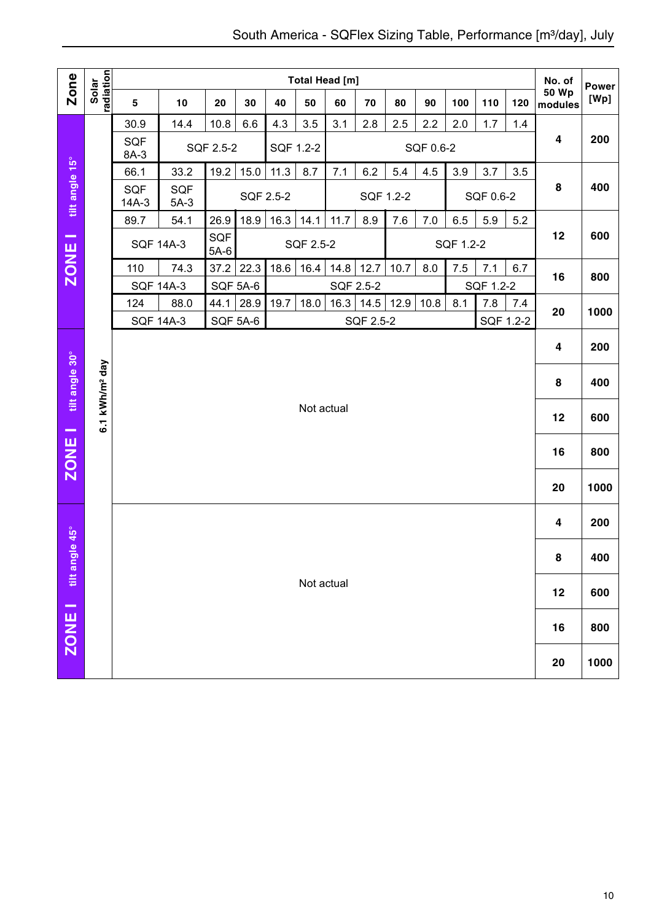# South America - SQFlex Sizing Table, Performance [m³/day], July

| Zone | Solar radiation | Total Head [m] | | | | | | | | | | | | | No. of 50 Wp modules | Power [Wp] |
|---|---|---|---|---|---|---|---|---|---|---|---|---|---|---|---|---|
| | | 5 | 10 | 20 | 30 | 40 | 50 | 60 | 70 | 80 | 90 | 100 | 110 | 120 | | |
| ZONE I tilt angle 15° | 6.1 kWh/m² day | 30.9 | 14.4 | 10.8 | 6.6 | 4.3 | 3.5 | 3.1 | 2.8 | 2.5 | 2.2 | 2.0 | 1.7 | 1.4 | 4 | 200 |
| | | SQF 8A-3 | SQF 2.5-2 | | | SQF 1.2-2 | | SQF 0.6-2 | | | | | | | | |
| | | 66.1 | 33.2 | 19.2 | 15.0 | 11.3 | 8.7 | 7.1 | 6.2 | 5.4 | 4.5 | 3.9 | 3.7 | 3.5 | 8 | 400 |
| | | SQF 14A-3 | SQF 5A-3 | SQF 2.5-2 | | | | SQF 1.2-2 | | | | SQF 0.6-2 | | | | |
| | | 89.7 | 54.1 | 26.9 | 18.9 | 16.3 | 14.1 | 11.7 | 8.9 | 7.6 | 7.0 | 6.5 | 5.9 | 5.2 | 12 | 600 |
| | | SQF 14A-3 | | SQF 5A-6 | SQF 2.5-2 | | | | | SQF 1.2-2 | | | | | | |
| | | 110 | 74.3 | 37.2 | 22.3 | 18.6 | 16.4 | 14.8 | 12.7 | 10.7 | 8.0 | 7.5 | 7.1 | 6.7 | 16 | 800 |
| | | SQF 14A-3 | | SQF 5A-6 | | SQF 2.5-2 | | | | | | SQF 1.2-2 | | | | |
| | | 124 | 88.0 | 44.1 | 28.9 | 19.7 | 18.0 | 16.3 | 14.5 | 12.9 | 10.8 | 8.1 | 7.8 | 7.4 | 20 | 1000 |
| | | SQF 14A-3 | | SQF 5A-6 | | SQF 2.5-2 | | | | | | | SQF 1.2-2 | | | |
| ZONE I tilt angle 30° | | Not actual | | | | | | | | | | | | | 4 | 200 |
| | | | | | | | | | | | | | | | 8 | 400 |
| | | | | | | | | | | | | | | | 12 | 600 |
| | | | | | | | | | | | | | | | 16 | 800 |
| | | | | | | | | | | | | | | | 20 | 1000 |
| ZONE I tilt angle 45° | | Not actual | | | | | | | | | | | | | 4 | 200 |
| | | | | | | | | | | | | | | | 8 | 400 |
| | | | | | | | | | | | | | | | 12 | 600 |
| | | | | | | | | | | | | | | | 16 | 800 |
| | | | | | | | | | | | | | | | 20 | 1000 |